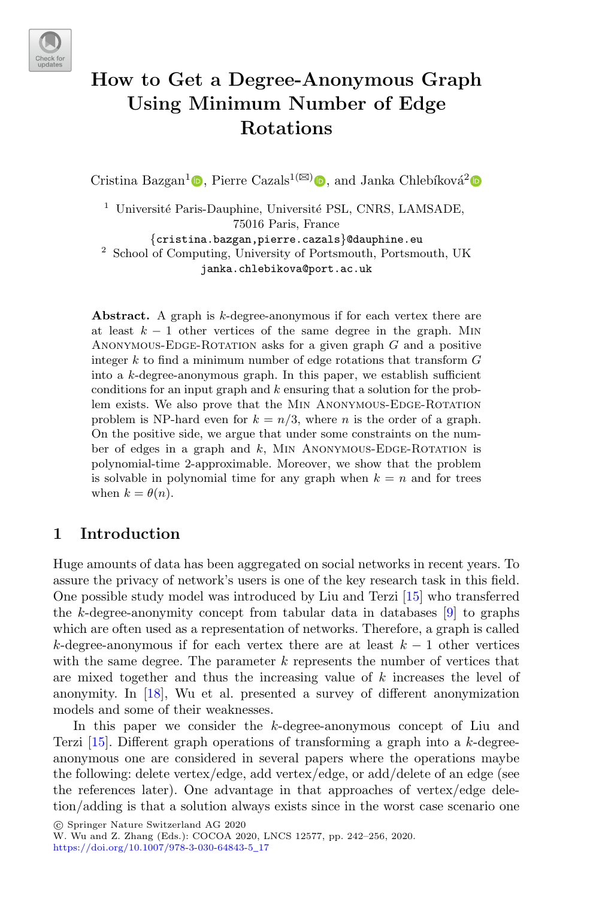# How to Get a Degree-Anonymous Graph Using Minimum Number of Edge Rotations

Cristina Bazgan[1], Pierre Cazals[1](✉), and Janka Chlebíková[2]

[1] Université Paris-Dauphine, Université PSL, CNRS, LAMSADE, 75016 Paris, France
{cristina.bazgan,pierre.cazals}@dauphine.eu

[2] School of Computing, University of Portsmouth, Portsmouth, UK
janka.chlebikova@port.ac.uk

**Abstract.** A graph is $k$-degree-anonymous if for each vertex there are at least $k-1$ other vertices of the same degree in the graph. Min Anonymous-Edge-Rotation asks for a given graph $G$ and a positive integer $k$ to find a minimum number of edge rotations that transform $G$ into a $k$-degree-anonymous graph. In this paper, we establish sufficient conditions for an input graph and $k$ ensuring that a solution for the problem exists. We also prove that the Min Anonymous-Edge-Rotation problem is NP-hard even for $k = n/3$, where $n$ is the order of a graph. On the positive side, we argue that under some constraints on the number of edges in a graph and $k$, Min Anonymous-Edge-Rotation is polynomial-time 2-approximable. Moreover, we show that the problem is solvable in polynomial time for any graph when $k = n$ and for trees when $k = \theta(n)$.

## 1 Introduction

Huge amounts of data has been aggregated on social networks in recent years. To assure the privacy of network's users is one of the key research task in this field. One possible study model was introduced by Liu and Terzi [15] who transferred the $k$-degree-anonymity concept from tabular data in databases [9] to graphs which are often used as a representation of networks. Therefore, a graph is called $k$-degree-anonymous if for each vertex there are at least $k-1$ other vertices with the same degree. The parameter $k$ represents the number of vertices that are mixed together and thus the increasing value of $k$ increases the level of anonymity. In [18], Wu et al. presented a survey of different anonymization models and some of their weaknesses.

In this paper we consider the $k$-degree-anonymous concept of Liu and Terzi [15]. Different graph operations of transforming a graph into a $k$-degree-anonymous one are considered in several papers where the operations maybe the following: delete vertex/edge, add vertex/edge, or add/delete of an edge (see the references later). One advantage in that approaches of vertex/edge deletion/adding is that a solution always exists since in the worst case scenario one

© Springer Nature Switzerland AG 2020
W. Wu and Z. Zhang (Eds.): COCOA 2020, LNCS 12577, pp. 242–256, 2020.
https://doi.org/10.1007/978-3-030-64843-5_17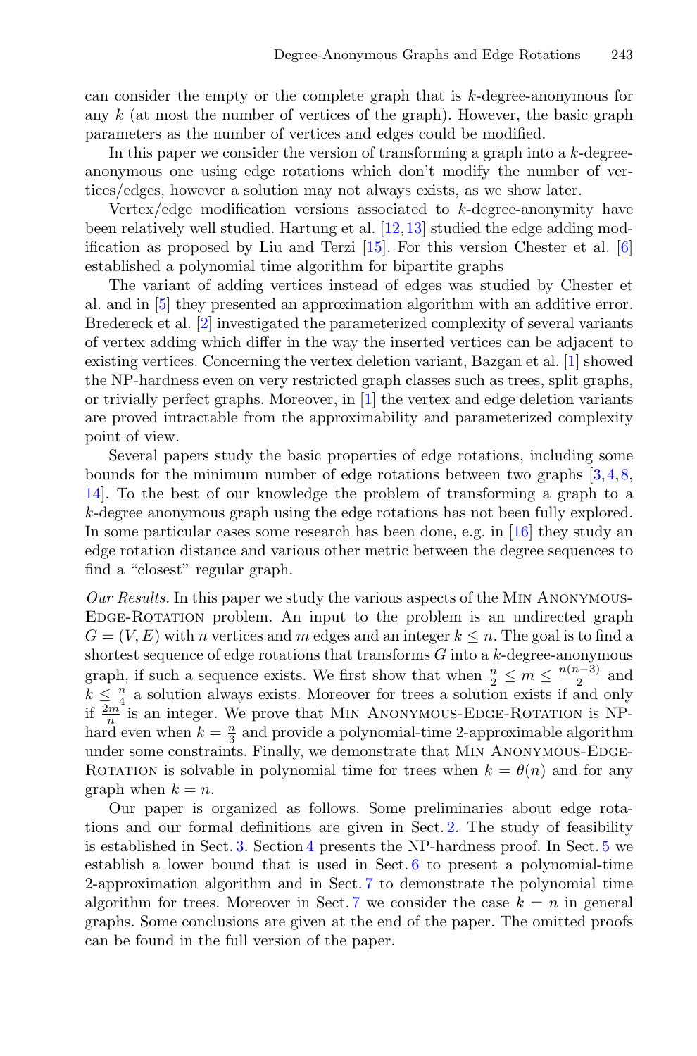can consider the empty or the complete graph that is $k$-degree-anonymous for any $k$ (at most the number of vertices of the graph). However, the basic graph parameters as the number of vertices and edges could be modified.

In this paper we consider the version of transforming a graph into a $k$-degree-anonymous one using edge rotations which don't modify the number of vertices/edges, however a solution may not always exists, as we show later.

Vertex/edge modification versions associated to $k$-degree-anonymity have been relatively well studied. Hartung et al. [12,13] studied the edge adding modification as proposed by Liu and Terzi [15]. For this version Chester et al. [6] established a polynomial time algorithm for bipartite graphs

The variant of adding vertices instead of edges was studied by Chester et al. and in [5] they presented an approximation algorithm with an additive error. Bredereck et al. [2] investigated the parameterized complexity of several variants of vertex adding which differ in the way the inserted vertices can be adjacent to existing vertices. Concerning the vertex deletion variant, Bazgan et al. [1] showed the NP-hardness even on very restricted graph classes such as trees, split graphs, or trivially perfect graphs. Moreover, in [1] the vertex and edge deletion variants are proved intractable from the approximability and parameterized complexity point of view.

Several papers study the basic properties of edge rotations, including some bounds for the minimum number of edge rotations between two graphs [3,4,8,14]. To the best of our knowledge the problem of transforming a graph to a $k$-degree anonymous graph using the edge rotations has not been fully explored. In some particular cases some research has been done, e.g. in [16] they study an edge rotation distance and various other metric between the degree sequences to find a "closest" regular graph.

*Our Results.* In this paper we study the various aspects of the Min Anonymous-Edge-Rotation problem. An input to the problem is an undirected graph $G = (V, E)$ with $n$ vertices and $m$ edges and an integer $k \leq n$. The goal is to find a shortest sequence of edge rotations that transforms $G$ into a $k$-degree-anonymous graph, if such a sequence exists. We first show that when $\frac{n}{2} \leq m \leq \frac{n(n-3)}{2}$ and $k \leq \frac{n}{4}$ a solution always exists. Moreover for trees a solution exists if and only if $\frac{2m}{n}$ is an integer. We prove that Min Anonymous-Edge-Rotation is NP-hard even when $k = \frac{n}{3}$ and provide a polynomial-time 2-approximable algorithm under some constraints. Finally, we demonstrate that Min Anonymous-Edge-Rotation is solvable in polynomial time for trees when $k = \theta(n)$ and for any graph when $k = n$.

Our paper is organized as follows. Some preliminaries about edge rotations and our formal definitions are given in Sect. 2. The study of feasibility is established in Sect. 3. Section 4 presents the NP-hardness proof. In Sect. 5 we establish a lower bound that is used in Sect. 6 to present a polynomial-time 2-approximation algorithm and in Sect. 7 to demonstrate the polynomial time algorithm for trees. Moreover in Sect. 7 we consider the case $k = n$ in general graphs. Some conclusions are given at the end of the paper. The omitted proofs can be found in the full version of the paper.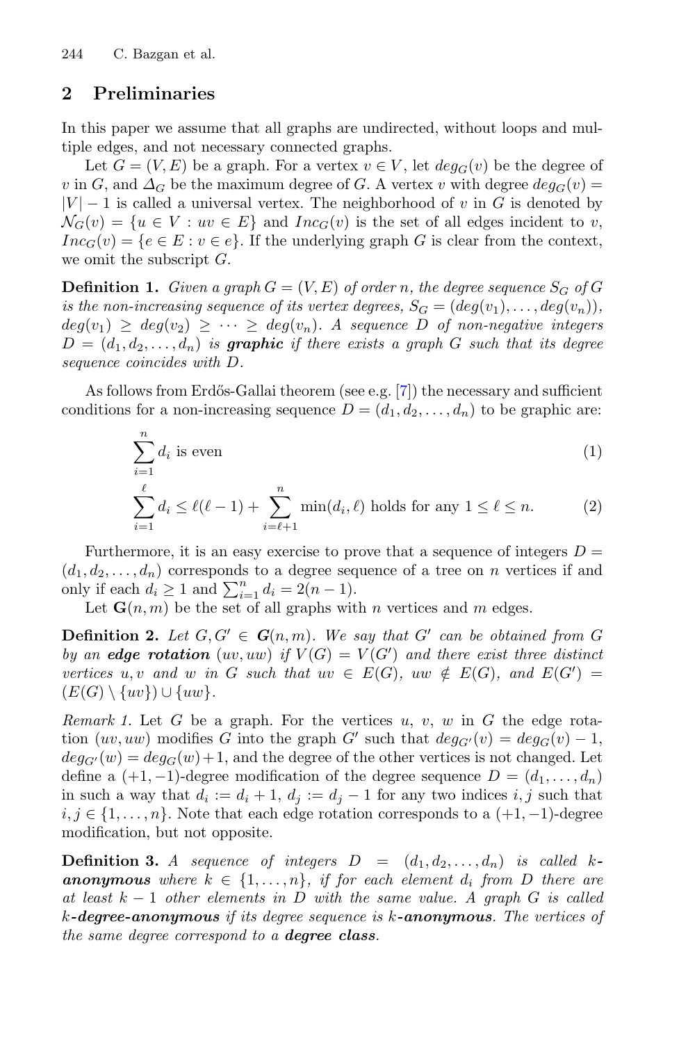## 2 Preliminaries

In this paper we assume that all graphs are undirected, without loops and multiple edges, and not necessary connected graphs.

Let $G = (V, E)$ be a graph. For a vertex $v \in V$, let $deg_G(v)$ be the degree of $v$ in $G$, and $\Delta_G$ be the maximum degree of $G$. A vertex $v$ with degree $deg_G(v) = |V| - 1$ is called a universal vertex. The neighborhood of $v$ in $G$ is denoted by $\mathcal{N}_G(v) = \{u \in V : uv \in E\}$ and $Inc_G(v)$ is the set of all edges incident to $v$, $Inc_G(v) = \{e \in E : v \in e\}$. If the underlying graph $G$ is clear from the context, we omit the subscript $G$.

**Definition 1.** *Given a graph $G = (V, E)$ of order $n$, the degree sequence $S_G$ of $G$ is the non-increasing sequence of its vertex degrees, $S_G = (deg(v_1), \ldots, deg(v_n))$, $deg(v_1) \geq deg(v_2) \geq \cdots \geq deg(v_n)$. A sequence $D$ of non-negative integers $D = (d_1, d_2, \ldots, d_n)$ is* ***graphic*** *if there exists a graph $G$ such that its degree sequence coincides with $D$.*

As follows from Erdős-Gallai theorem (see e.g. [7]) the necessary and sufficient conditions for a non-increasing sequence $D = (d_1, d_2, \ldots, d_n)$ to be graphic are:

$$\sum_{i=1}^{n} d_i \text{ is even} \tag{1}$$

$$\sum_{i=1}^{\ell} d_i \leq \ell(\ell - 1) + \sum_{i=\ell+1}^{n} \min(d_i, \ell) \text{ holds for any } 1 \leq \ell \leq n. \tag{2}$$

Furthermore, it is an easy exercise to prove that a sequence of integers $D = (d_1, d_2, \ldots, d_n)$ corresponds to a degree sequence of a tree on $n$ vertices if and only if each $d_i \geq 1$ and $\sum_{i=1}^{n} d_i = 2(n - 1)$.

Let $\mathbf{G}(n, m)$ be the set of all graphs with $n$ vertices and $m$ edges.

**Definition 2.** *Let $G, G' \in \mathbf{G}(n, m)$. We say that $G'$ can be obtained from $G$ by an* ***edge rotation*** *$(uv, uw)$ if $V(G) = V(G')$ and there exist three distinct vertices $u, v$ and $w$ in $G$ such that $uv \in E(G)$, $uw \notin E(G)$, and $E(G') = (E(G) \setminus \{uv\}) \cup \{uw\}$.*

*Remark 1.* Let $G$ be a graph. For the vertices $u$, $v$, $w$ in $G$ the edge rotation $(uv, uw)$ modifies $G$ into the graph $G'$ such that $deg_{G'}(v) = deg_G(v) - 1$, $deg_{G'}(w) = deg_G(w) + 1$, and the degree of the other vertices is not changed. Let define a $(+1, -1)$-degree modification of the degree sequence $D = (d_1, \ldots, d_n)$ in such a way that $d_i := d_i + 1$, $d_j := d_j - 1$ for any two indices $i, j$ such that $i, j \in \{1, \ldots, n\}$. Note that each edge rotation corresponds to a $(+1, -1)$-degree modification, but not opposite.

**Definition 3.** *A sequence of integers $D = (d_1, d_2, \ldots, d_n)$ is called* ***k-anonymous*** *where $k \in \{1, \ldots, n\}$, if for each element $d_i$ from $D$ there are at least $k - 1$ other elements in $D$ with the same value. A graph $G$ is called* ***k-degree-anonymous*** *if its degree sequence is* ***k-anonymous****. The vertices of the same degree correspond to a* ***degree class****.*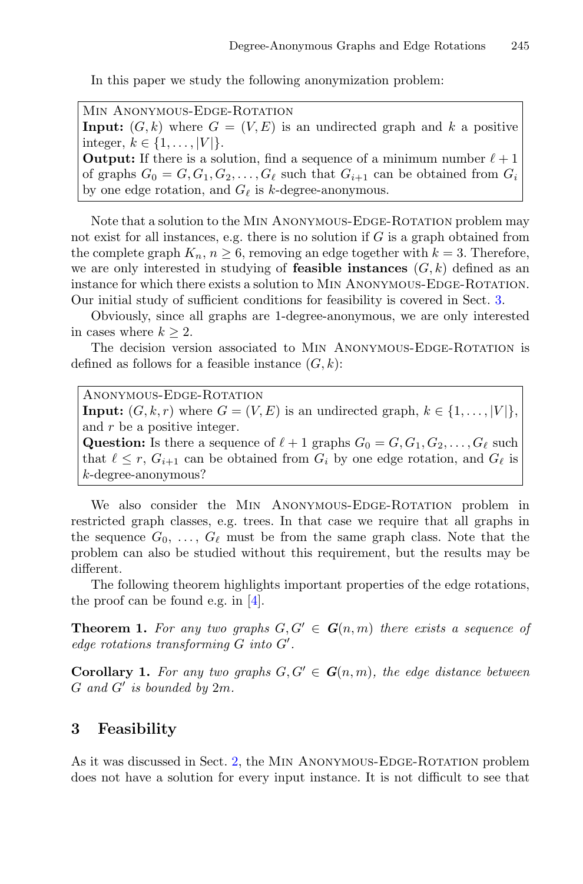In this paper we study the following anonymization problem:

> Min Anonymous-Edge-Rotation
> **Input:** $(G, k)$ where $G = (V, E)$ is an undirected graph and $k$ a positive integer, $k \in \{1, \ldots, |V|\}$.
> **Output:** If there is a solution, find a sequence of a minimum number $\ell + 1$ of graphs $G_0 = G, G_1, G_2, \ldots, G_\ell$ such that $G_{i+1}$ can be obtained from $G_i$ by one edge rotation, and $G_\ell$ is $k$-degree-anonymous.

Note that a solution to the Min Anonymous-Edge-Rotation problem may not exist for all instances, e.g. there is no solution if $G$ is a graph obtained from the complete graph $K_n$, $n \geq 6$, removing an edge together with $k = 3$. Therefore, we are only interested in studying of **feasible instances** $(G, k)$ defined as an instance for which there exists a solution to Min Anonymous-Edge-Rotation. Our initial study of sufficient conditions for feasibility is covered in Sect. 3.

Obviously, since all graphs are 1-degree-anonymous, we are only interested in cases where $k \geq 2$.

The decision version associated to Min Anonymous-Edge-Rotation is defined as follows for a feasible instance $(G, k)$:

> Anonymous-Edge-Rotation
> **Input:** $(G, k, r)$ where $G = (V, E)$ is an undirected graph, $k \in \{1, \ldots, |V|\}$, and $r$ be a positive integer.
> **Question:** Is there a sequence of $\ell + 1$ graphs $G_0 = G, G_1, G_2, \ldots, G_\ell$ such that $\ell \leq r$, $G_{i+1}$ can be obtained from $G_i$ by one edge rotation, and $G_\ell$ is $k$-degree-anonymous?

We also consider the Min Anonymous-Edge-Rotation problem in restricted graph classes, e.g. trees. In that case we require that all graphs in the sequence $G_0, \ldots, G_\ell$ must be from the same graph class. Note that the problem can also be studied without this requirement, but the results may be different.

The following theorem highlights important properties of the edge rotations, the proof can be found e.g. in [4].

**Theorem 1.** *For any two graphs $G, G' \in \boldsymbol{G}(n, m)$ there exists a sequence of edge rotations transforming $G$ into $G'$.*

**Corollary 1.** *For any two graphs $G, G' \in \boldsymbol{G}(n, m)$, the edge distance between $G$ and $G'$ is bounded by $2m$.*

## 3 Feasibility

As it was discussed in Sect. 2, the Min Anonymous-Edge-Rotation problem does not have a solution for every input instance. It is not difficult to see that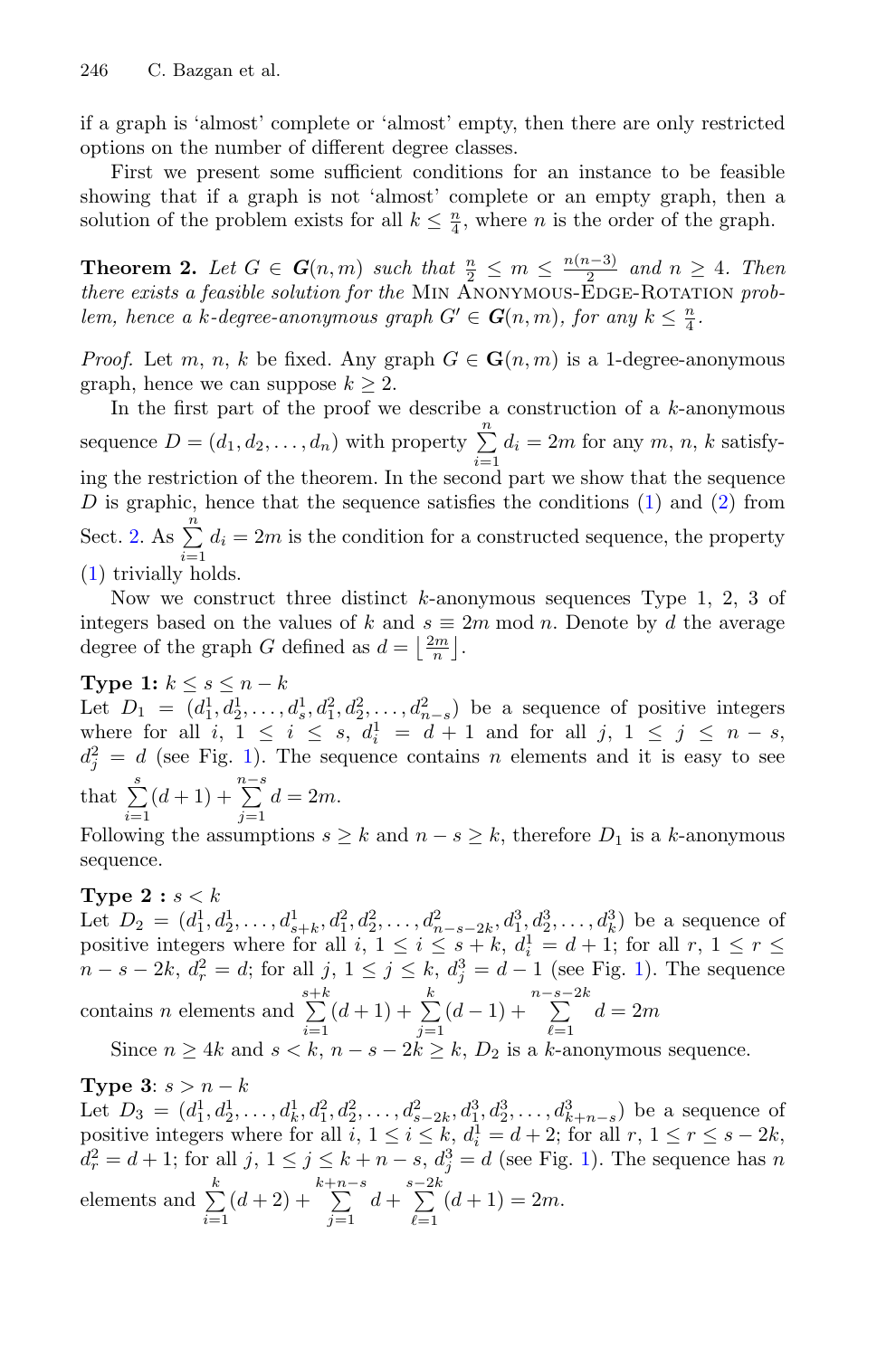if a graph is 'almost' complete or 'almost' empty, then there are only restricted options on the number of different degree classes.

First we present some sufficient conditions for an instance to be feasible showing that if a graph is not 'almost' complete or an empty graph, then a solution of the problem exists for all $k \leq \frac{n}{4}$, where $n$ is the order of the graph.

**Theorem 2.** *Let $G \in \boldsymbol{G}(n, m)$ such that $\frac{n}{2} \leq m \leq \frac{n(n-3)}{2}$ and $n \geq 4$. Then there exists a feasible solution for the* Min Anonymous-Edge-Rotation *problem, hence a $k$-degree-anonymous graph $G' \in \boldsymbol{G}(n, m)$, for any $k \leq \frac{n}{4}$.*

*Proof.* Let $m$, $n$, $k$ be fixed. Any graph $G \in \mathbf{G}(n, m)$ is a 1-degree-anonymous graph, hence we can suppose $k \geq 2$.

In the first part of the proof we describe a construction of a $k$-anonymous sequence $D = (d_1, d_2, \ldots, d_n)$ with property $\sum_{i=1}^{n} d_i = 2m$ for any $m$, $n$, $k$ satisfying the restriction of the theorem. In the second part we show that the sequence $D$ is graphic, hence that the sequence satisfies the conditions (1) and (2) from Sect. 2. As $\sum_{i=1}^{n} d_i = 2m$ is the condition for a constructed sequence, the property (1) trivially holds.

Now we construct three distinct $k$-anonymous sequences Type 1, 2, 3 of integers based on the values of $k$ and $s \equiv 2m \bmod n$. Denote by $d$ the average degree of the graph $G$ defined as $d = \left\lfloor \frac{2m}{n} \right\rfloor$.

**Type 1:** $k \leq s \leq n - k$
Let $D_1 = (d_1^1, d_2^1, \ldots, d_s^1, d_1^2, d_2^2, \ldots, d_{n-s}^2)$ be a sequence of positive integers where for all $i$, $1 \leq i \leq s$, $d_i^1 = d + 1$ and for all $j$, $1 \leq j \leq n - s$, $d_j^2 = d$ (see Fig. 1). The sequence contains $n$ elements and it is easy to see that $\sum_{i=1}^{s}(d+1) + \sum_{j=1}^{n-s} d = 2m$.
Following the assumptions $s \geq k$ and $n - s \geq k$, therefore $D_1$ is a $k$-anonymous sequence.

**Type 2 :** $s < k$
Let $D_2 = (d_1^1, d_2^1, \ldots, d_{s+k}^1, d_1^2, d_2^2, \ldots, d_{n-s-2k}^2, d_1^3, d_2^3, \ldots, d_k^3)$ be a sequence of positive integers where for all $i$, $1 \leq i \leq s + k$, $d_i^1 = d + 1$; for all $r$, $1 \leq r \leq n - s - 2k$, $d_r^2 = d$; for all $j$, $1 \leq j \leq k$, $d_j^3 = d - 1$ (see Fig. 1). The sequence contains $n$ elements and $\sum_{i=1}^{s+k}(d+1) + \sum_{j=1}^{k}(d-1) + \sum_{\ell=1}^{n-s-2k} d = 2m$

Since $n \geq 4k$ and $s < k$, $n - s - 2k \geq k$, $D_2$ is a $k$-anonymous sequence.

**Type 3**: $s > n - k$
Let $D_3 = (d_1^1, d_2^1, \ldots, d_k^1, d_1^2, d_2^2, \ldots, d_{s-2k}^2, d_1^3, d_2^3, \ldots, d_{k+n-s}^3)$ be a sequence of positive integers where for all $i$, $1 \leq i \leq k$, $d_i^1 = d + 2$; for all $r$, $1 \leq r \leq s - 2k$, $d_r^2 = d + 1$; for all $j$, $1 \leq j \leq k + n - s$, $d_j^3 = d$ (see Fig. 1). The sequence has $n$ elements and $\sum_{i=1}^{k}(d+2) + \sum_{j=1}^{k+n-s} d + \sum_{\ell=1}^{s-2k}(d+1) = 2m$.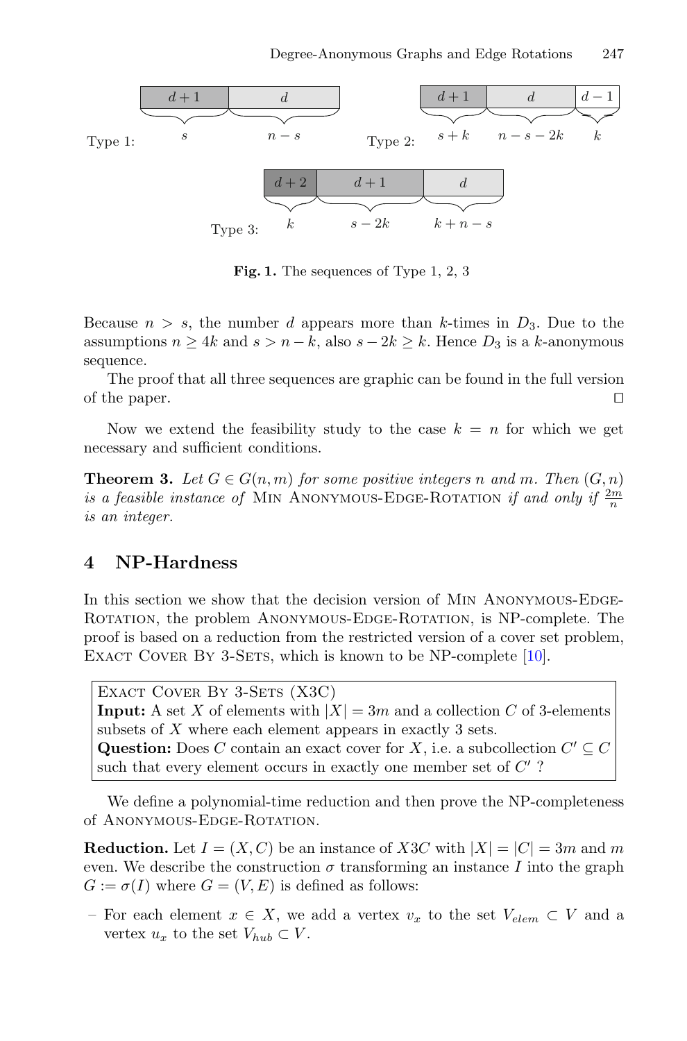Type 1:

| $d+1$ | $d$ |
| --- | --- |
| $s$ | $n-s$ |

Type 2:

| $d+1$ | $d$ | $d-1$ |
| --- | --- | --- |
| $s+k$ | $n-s-2k$ | $k$ |

Type 3:

| $d+2$ | $d+1$ | $d$ |
| --- | --- | --- |
| $k$ | $s-2k$ | $k+n-s$ |

**Fig. 1.** The sequences of Type 1, 2, 3

Because $n > s$, the number $d$ appears more than $k$-times in $D_3$. Due to the assumptions $n \geq 4k$ and $s > n - k$, also $s - 2k \geq k$. Hence $D_3$ is a $k$-anonymous sequence.

The proof that all three sequences are graphic can be found in the full version of the paper. $\square$

Now we extend the feasibility study to the case $k = n$ for which we get necessary and sufficient conditions.

**Theorem 3.** *Let $G \in G(n, m)$ for some positive integers $n$ and $m$. Then $(G, n)$ is a feasible instance of* Min Anonymous-Edge-Rotation *if and only if $\frac{2m}{n}$ is an integer.*

## 4 NP-Hardness

In this section we show that the decision version of Min Anonymous-Edge-Rotation, the problem Anonymous-Edge-Rotation, is NP-complete. The proof is based on a reduction from the restricted version of a cover set problem, Exact Cover By 3-Sets, which is known to be NP-complete [10].

> Exact Cover By 3-Sets (X3C)
> **Input:** A set $X$ of elements with $|X| = 3m$ and a collection $C$ of 3-elements subsets of $X$ where each element appears in exactly 3 sets.
> **Question:** Does $C$ contain an exact cover for $X$, i.e. a subcollection $C' \subseteq C$ such that every element occurs in exactly one member set of $C'$ ?

We define a polynomial-time reduction and then prove the NP-completeness of Anonymous-Edge-Rotation.

**Reduction.** Let $I = (X, C)$ be an instance of $X3C$ with $|X| = |C| = 3m$ and $m$ even. We describe the construction $\sigma$ transforming an instance $I$ into the graph $G := \sigma(I)$ where $G = (V, E)$ is defined as follows:

– For each element $x \in X$, we add a vertex $v_x$ to the set $V_{elem} \subset V$ and a vertex $u_x$ to the set $V_{hub} \subset V$.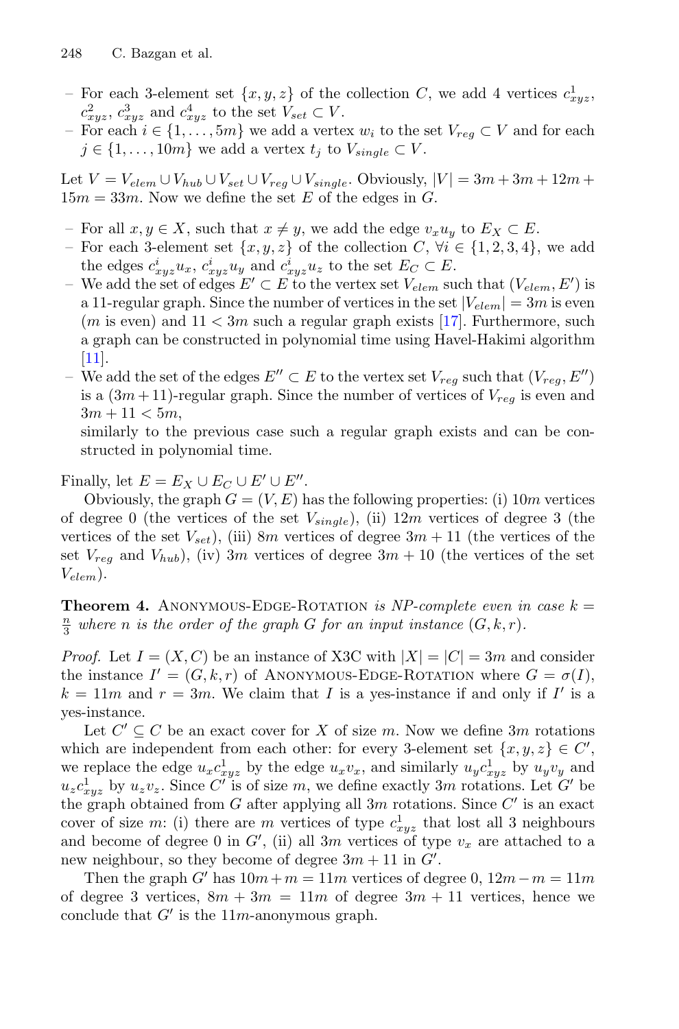- For each 3-element set $\{x, y, z\}$ of the collection $C$, we add 4 vertices $c^1_{xyz}$, $c^2_{xyz}$, $c^3_{xyz}$ and $c^4_{xyz}$ to the set $V_{set} \subset V$.
- For each $i \in \{1, \ldots, 5m\}$ we add a vertex $w_i$ to the set $V_{reg} \subset V$ and for each $j \in \{1, \ldots, 10m\}$ we add a vertex $t_j$ to $V_{single} \subset V$.

Let $V = V_{elem} \cup V_{hub} \cup V_{set} \cup V_{reg} \cup V_{single}$. Obviously, $|V| = 3m + 3m + 12m + 15m = 33m$. Now we define the set $E$ of the edges in $G$.

- For all $x, y \in X$, such that $x \neq y$, we add the edge $v_x u_y$ to $E_X \subset E$.
- For each 3-element set $\{x, y, z\}$ of the collection $C$, $\forall i \in \{1, 2, 3, 4\}$, we add the edges $c^i_{xyz} u_x$, $c^i_{xyz} u_y$ and $c^i_{xyz} u_z$ to the set $E_C \subset E$.
- We add the set of edges $E' \subset E$ to the vertex set $V_{elem}$ such that $(V_{elem}, E')$ is a 11-regular graph. Since the number of vertices in the set $|V_{elem}| = 3m$ is even ($m$ is even) and $11 < 3m$ such a regular graph exists [17]. Furthermore, such a graph can be constructed in polynomial time using Havel-Hakimi algorithm [11].
- We add the set of the edges $E'' \subset E$ to the vertex set $V_{reg}$ such that $(V_{reg}, E'')$ is a $(3m+11)$-regular graph. Since the number of vertices of $V_{reg}$ is even and $3m + 11 < 5m$,

  similarly to the previous case such a regular graph exists and can be constructed in polynomial time.

Finally, let $E = E_X \cup E_C \cup E' \cup E''$.

Obviously, the graph $G = (V, E)$ has the following properties: (i) $10m$ vertices of degree 0 (the vertices of the set $V_{single}$), (ii) $12m$ vertices of degree 3 (the vertices of the set $V_{set}$), (iii) $8m$ vertices of degree $3m + 11$ (the vertices of the set $V_{reg}$ and $V_{hub}$), (iv) $3m$ vertices of degree $3m + 10$ (the vertices of the set $V_{elem}$).

**Theorem 4.** Anonymous-Edge-Rotation *is NP-complete even in case $k = \frac{n}{3}$ where $n$ is the order of the graph $G$ for an input instance $(G, k, r)$.*

*Proof.* Let $I = (X, C)$ be an instance of X3C with $|X| = |C| = 3m$ and consider the instance $I' = (G, k, r)$ of Anonymous-Edge-Rotation where $G = \sigma(I)$, $k = 11m$ and $r = 3m$. We claim that $I$ is a yes-instance if and only if $I'$ is a yes-instance.

Let $C' \subseteq C$ be an exact cover for $X$ of size $m$. Now we define $3m$ rotations which are independent from each other: for every 3-element set $\{x, y, z\} \in C'$, we replace the edge $u_x c^1_{xyz}$ by the edge $u_x v_x$, and similarly $u_y c^1_{xyz}$ by $u_y v_y$ and $u_z c^1_{xyz}$ by $u_z v_z$. Since $C'$ is of size $m$, we define exactly $3m$ rotations. Let $G'$ be the graph obtained from $G$ after applying all $3m$ rotations. Since $C'$ is an exact cover of size $m$: (i) there are $m$ vertices of type $c^1_{xyz}$ that lost all 3 neighbours and become of degree 0 in $G'$, (ii) all $3m$ vertices of type $v_x$ are attached to a new neighbour, so they become of degree $3m + 11$ in $G'$.

Then the graph $G'$ has $10m + m = 11m$ vertices of degree 0, $12m - m = 11m$ of degree 3 vertices, $8m + 3m = 11m$ of degree $3m + 11$ vertices, hence we conclude that $G'$ is the $11m$-anonymous graph.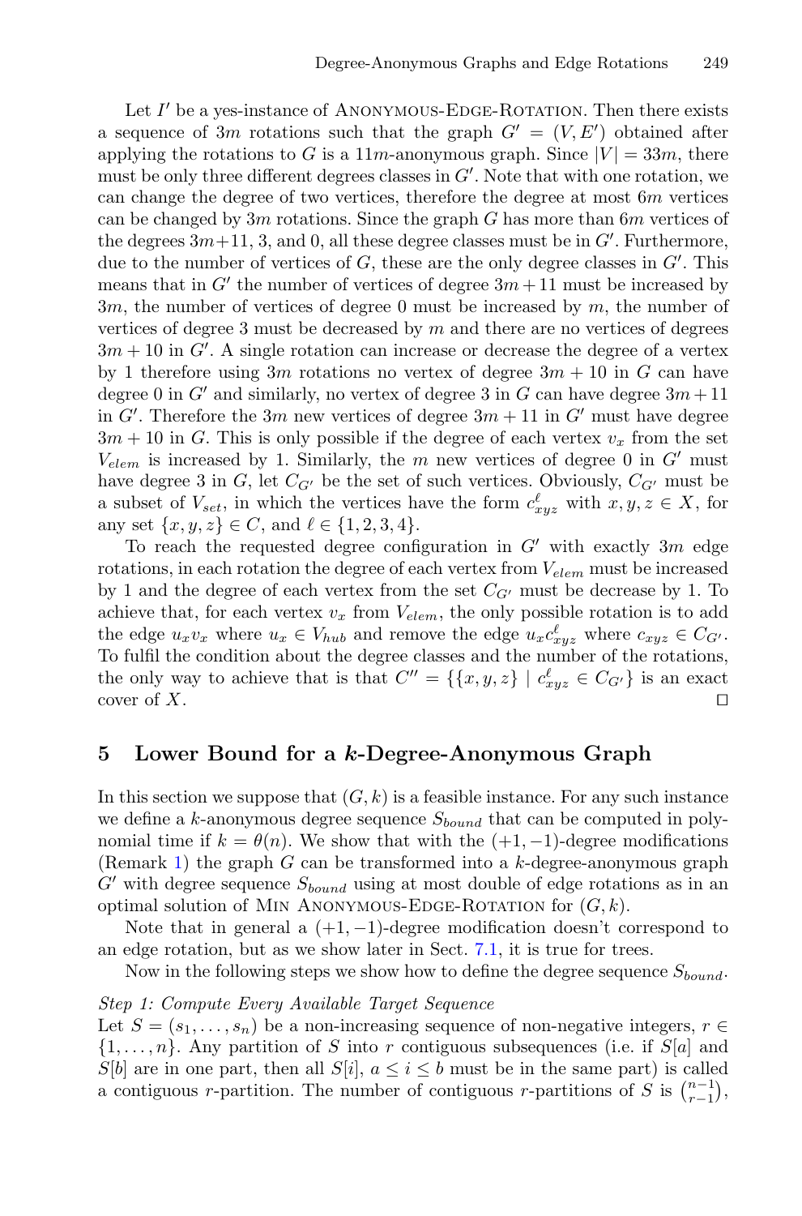Let $I'$ be a yes-instance of Anonymous-Edge-Rotation. Then there exists a sequence of $3m$ rotations such that the graph $G' = (V, E')$ obtained after applying the rotations to $G$ is a $11m$-anonymous graph. Since $|V| = 33m$, there must be only three different degrees classes in $G'$. Note that with one rotation, we can change the degree of two vertices, therefore the degree at most $6m$ vertices can be changed by $3m$ rotations. Since the graph $G$ has more than $6m$ vertices of the degrees $3m+11$, 3, and 0, all these degree classes must be in $G'$. Furthermore, due to the number of vertices of $G$, these are the only degree classes in $G'$. This means that in $G'$ the number of vertices of degree $3m+11$ must be increased by $3m$, the number of vertices of degree 0 must be increased by $m$, the number of vertices of degree 3 must be decreased by $m$ and there are no vertices of degrees $3m+10$ in $G'$. A single rotation can increase or decrease the degree of a vertex by 1 therefore using $3m$ rotations no vertex of degree $3m+10$ in $G$ can have degree 0 in $G'$ and similarly, no vertex of degree 3 in $G$ can have degree $3m+11$ in $G'$. Therefore the $3m$ new vertices of degree $3m+11$ in $G'$ must have degree $3m+10$ in $G$. This is only possible if the degree of each vertex $v_x$ from the set $V_{elem}$ is increased by 1. Similarly, the $m$ new vertices of degree 0 in $G'$ must have degree 3 in $G$, let $C_{G'}$ be the set of such vertices. Obviously, $C_{G'}$ must be a subset of $V_{set}$, in which the vertices have the form $c^{\ell}_{xyz}$ with $x, y, z \in X$, for any set $\{x, y, z\} \in C$, and $\ell \in \{1, 2, 3, 4\}$.

To reach the requested degree configuration in $G'$ with exactly $3m$ edge rotations, in each rotation the degree of each vertex from $V_{elem}$ must be increased by 1 and the degree of each vertex from the set $C_{G'}$ must be decrease by 1. To achieve that, for each vertex $v_x$ from $V_{elem}$, the only possible rotation is to add the edge $u_x v_x$ where $u_x \in V_{hub}$ and remove the edge $u_x c^{\ell}_{xyz}$ where $c_{xyz} \in C_{G'}$. To fulfil the condition about the degree classes and the number of the rotations, the only way to achieve that is that $C'' = \{\{x, y, z\} \mid c^{\ell}_{xyz} \in C_{G'}\}$ is an exact cover of $X$. ◻

## 5 Lower Bound for a *k*-Degree-Anonymous Graph

In this section we suppose that $(G, k)$ is a feasible instance. For any such instance we define a $k$-anonymous degree sequence $S_{bound}$ that can be computed in polynomial time if $k = \theta(n)$. We show that with the $(+1, -1)$-degree modifications (Remark 1) the graph $G$ can be transformed into a $k$-degree-anonymous graph $G'$ with degree sequence $S_{bound}$ using at most double of edge rotations as in an optimal solution of Min Anonymous-Edge-Rotation for $(G, k)$.

Note that in general a $(+1, -1)$-degree modification doesn't correspond to an edge rotation, but as we show later in Sect. 7.1, it is true for trees.

Now in the following steps we show how to define the degree sequence $S_{bound}$.

*Step 1: Compute Every Available Target Sequence*

Let $S = (s_1, \ldots, s_n)$ be a non-increasing sequence of non-negative integers, $r \in \{1, \ldots, n\}$. Any partition of $S$ into $r$ contiguous subsequences (i.e. if $S[a]$ and $S[b]$ are in one part, then all $S[i]$, $a \leq i \leq b$ must be in the same part) is called a contiguous $r$-partition. The number of contiguous $r$-partitions of $S$ is $\binom{n-1}{r-1}$,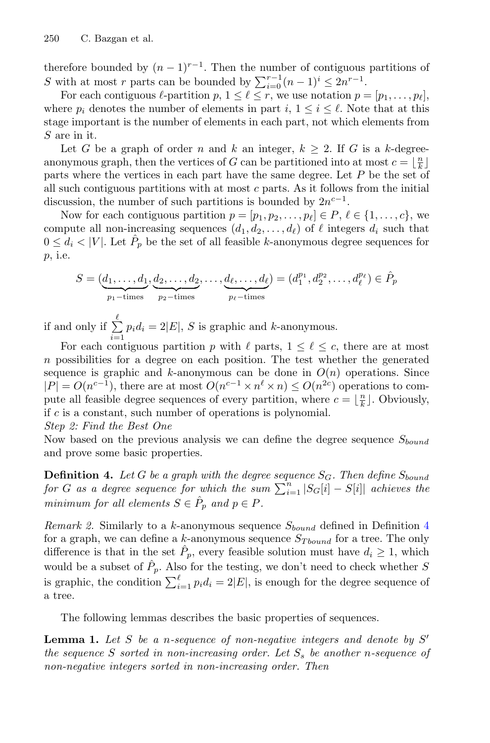therefore bounded by $(n-1)^{r-1}$. Then the number of contiguous partitions of $S$ with at most $r$ parts can be bounded by $\sum_{i=0}^{r-1}(n-1)^i \leq 2n^{r-1}$.

For each contiguous $\ell$-partition $p$, $1 \leq \ell \leq r$, we use notation $p = [p_1, \dots, p_\ell]$, where $p_i$ denotes the number of elements in part $i$, $1 \leq i \leq \ell$. Note that at this stage important is the number of elements in each part, not which elements from $S$ are in it.

Let $G$ be a graph of order $n$ and $k$ an integer, $k \geq 2$. If $G$ is a $k$-degree-anonymous graph, then the vertices of $G$ can be partitioned into at most $c = \lfloor \frac{n}{k} \rfloor$ parts where the vertices in each part have the same degree. Let $P$ be the set of all such contiguous partitions with at most $c$ parts. As it follows from the initial discussion, the number of such partitions is bounded by $2n^{c-1}$.

Now for each contiguous partition $p = [p_1, p_2, \dots, p_\ell] \in P$, $\ell \in \{1, \dots, c\}$, we compute all non-increasing sequences $(d_1, d_2, \dots, d_\ell)$ of $\ell$ integers $d_i$ such that $0 \leq d_i < |V|$. Let $\hat{P}_p$ be the set of all feasible $k$-anonymous degree sequences for $p$, i.e.

$$S = (\underbrace{d_1, \dots, d_1}_{p_1-\text{times}}, \underbrace{d_2, \dots, d_2}_{p_2-\text{times}}, \dots, \underbrace{d_\ell, \dots, d_\ell}_{p_\ell-\text{times}}) = (d_1^{p_1}, d_2^{p_2}, \dots, d_\ell^{p_\ell}) \in \hat{P}_p$$

if and only if $\sum_{i=1}^{\ell} p_i d_i = 2|E|$, $S$ is graphic and $k$-anonymous.

For each contiguous partition $p$ with $\ell$ parts, $1 \leq \ell \leq c$, there are at most $n$ possibilities for a degree on each position. The test whether the generated sequence is graphic and $k$-anonymous can be done in $O(n)$ operations. Since $|P| = O(n^{c-1})$, there are at most $O(n^{c-1} \times n^\ell \times n) \leq O(n^{2c})$ operations to compute all feasible degree sequences of every partition, where $c = \lfloor \frac{n}{k} \rfloor$. Obviously, if $c$ is a constant, such number of operations is polynomial.

*Step 2: Find the Best One*

Now based on the previous analysis we can define the degree sequence $S_{bound}$ and prove some basic properties.

**Definition 4.** *Let $G$ be a graph with the degree sequence $S_G$. Then define $S_{bound}$ for $G$ as a degree sequence for which the sum $\sum_{i=1}^{n} |S_G[i] - S[i]|$ achieves the minimum for all elements $S \in \hat{P}_p$ and $p \in P$.*

*Remark 2.* Similarly to a $k$-anonymous sequence $S_{bound}$ defined in Definition 4 for a graph, we can define a $k$-anonymous sequence $S_{Tbound}$ for a tree. The only difference is that in the set $\hat{P}_p$, every feasible solution must have $d_i \geq 1$, which would be a subset of $\hat{P}_p$. Also for the testing, we don't need to check whether $S$ is graphic, the condition $\sum_{i=1}^{\ell} p_i d_i = 2|E|$, is enough for the degree sequence of a tree.

The following lemmas describes the basic properties of sequences.

**Lemma 1.** *Let $S$ be a $n$-sequence of non-negative integers and denote by $S'$ the sequence $S$ sorted in non-increasing order. Let $S_s$ be another $n$-sequence of non-negative integers sorted in non-increasing order. Then*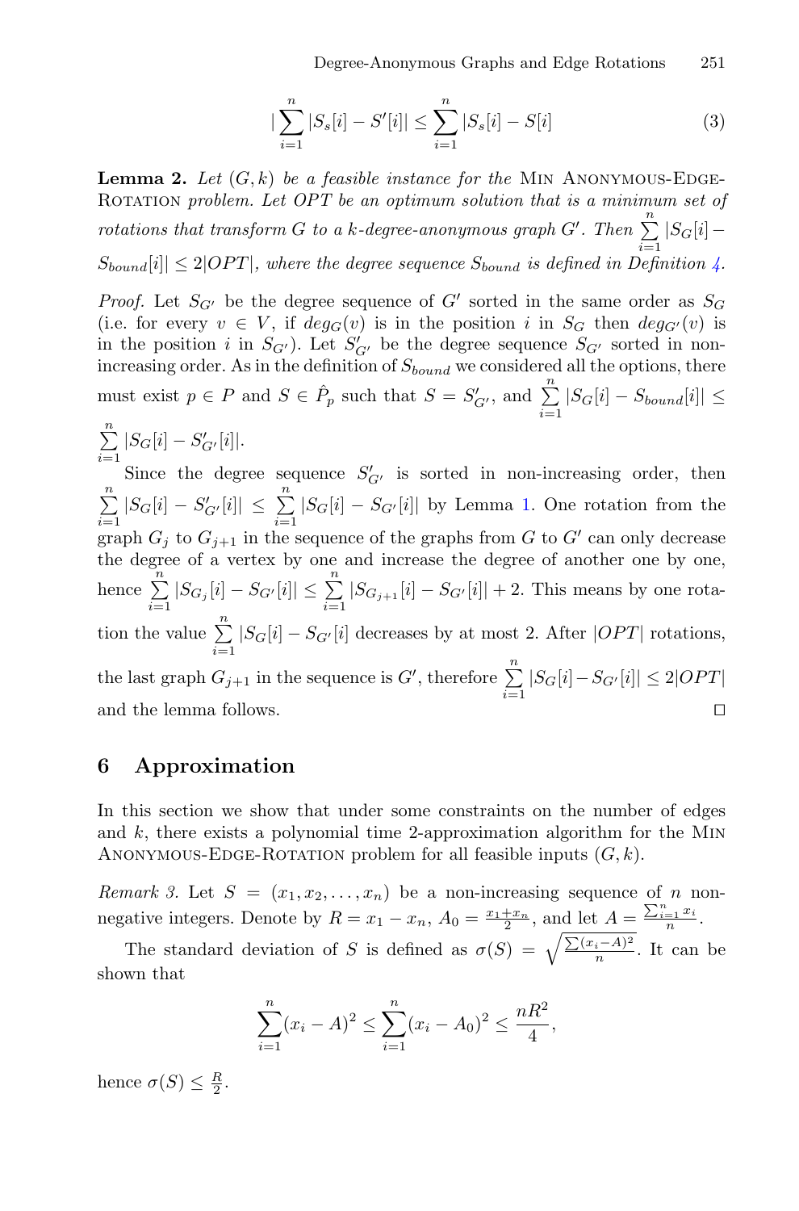$$|\sum_{i=1}^{n}|S_s[i]-S'[i]|\leq\sum_{i=1}^{n}|S_s[i]-S[i]\tag{3}$$

**Lemma 2.** *Let $(G, k)$ be a feasible instance for the* Min Anonymous-Edge-Rotation *problem. Let $OPT$ be an optimum solution that is a minimum set of rotations that transform $G$ to a $k$-degree-anonymous graph $G'$. Then $\sum_{i=1}^{n}|S_G[i]-S_{bound}[i]|\leq 2|OPT|$, where the degree sequence $S_{bound}$ is defined in Definition 4.*

*Proof.* Let $S_{G'}$ be the degree sequence of $G'$ sorted in the same order as $S_G$ (i.e. for every $v \in V$, if $deg_G(v)$ is in the position $i$ in $S_G$ then $deg_{G'}(v)$ is in the position $i$ in $S_{G'}$). Let $S'_{G'}$ be the degree sequence $S_{G'}$ sorted in non-increasing order. As in the definition of $S_{bound}$ we considered all the options, there must exist $p \in P$ and $S \in \hat{P}_p$ such that $S = S'_{G'}$, and $\sum_{i=1}^{n}|S_G[i]-S_{bound}[i]| \leq \sum_{i=1}^{n}|S_G[i]-S'_{G'}[i]|$.

Since the degree sequence $S'_{G'}$ is sorted in non-increasing order, then $\sum_{i=1}^{n}|S_G[i]-S'_{G'}[i]| \leq \sum_{i=1}^{n}|S_G[i]-S_{G'}[i]|$ by Lemma 1. One rotation from the graph $G_j$ to $G_{j+1}$ in the sequence of the graphs from $G$ to $G'$ can only decrease the degree of a vertex by one and increase the degree of another one by one, hence $\sum_{i=1}^{n}|S_{G_j}[i]-S_{G'}[i]| \leq \sum_{i=1}^{n}|S_{G_{j+1}}[i]-S_{G'}[i]|+2$. This means by one rotation the value $\sum_{i=1}^{n}|S_G[i]-S_{G'}[i]$ decreases by at most 2. After $|OPT|$ rotations, the last graph $G_{j+1}$ in the sequence is $G'$, therefore $\sum_{i=1}^{n}|S_G[i]-S_{G'}[i]| \leq 2|OPT|$ and the lemma follows. ◻

## 6 Approximation

In this section we show that under some constraints on the number of edges and $k$, there exists a polynomial time 2-approximation algorithm for the Min Anonymous-Edge-Rotation problem for all feasible inputs $(G, k)$.

*Remark 3.* Let $S = (x_1, x_2, \ldots, x_n)$ be a non-increasing sequence of $n$ non-negative integers. Denote by $R = x_1 - x_n$, $A_0 = \frac{x_1+x_n}{2}$, and let $A = \frac{\sum_{i=1}^{n} x_i}{n}$.

The standard deviation of $S$ is defined as $\sigma(S) = \sqrt{\frac{\sum(x_i-A)^2}{n}}$. It can be shown that

$$\sum_{i=1}^{n}(x_i-A)^2 \leq \sum_{i=1}^{n}(x_i-A_0)^2 \leq \frac{nR^2}{4},$$

hence $\sigma(S) \leq \frac{R}{2}$.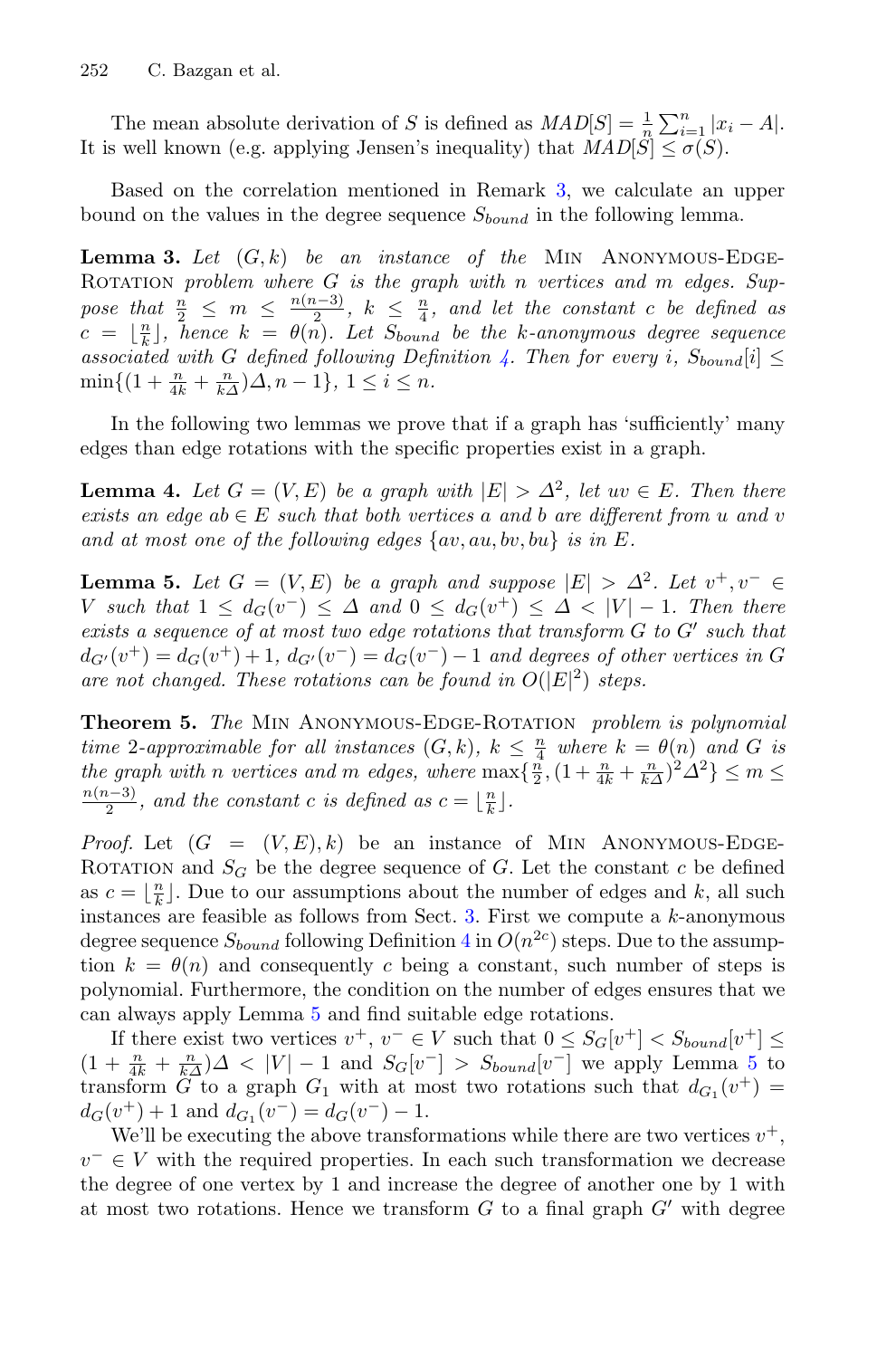The mean absolute derivation of $S$ is defined as $MAD[S] = \frac{1}{n}\sum_{i=1}^{n}|x_i - A|$. It is well known (e.g. applying Jensen's inequality) that $MAD[S] \leq \sigma(S)$.

Based on the correlation mentioned in Remark 3, we calculate an upper bound on the values in the degree sequence $S_{bound}$ in the following lemma.

**Lemma 3.** *Let $(G,k)$ be an instance of the* Min Anonymous-Edge-Rotation *problem where $G$ is the graph with $n$ vertices and $m$ edges. Suppose that $\frac{n}{2} \leq m \leq \frac{n(n-3)}{2}$, $k \leq \frac{n}{4}$, and let the constant $c$ be defined as $c = \lfloor \frac{n}{k} \rfloor$, hence $k = \theta(n)$. Let $S_{bound}$ be the $k$-anonymous degree sequence associated with $G$ defined following Definition 4. Then for every $i$, $S_{bound}[i] \leq \min\{(1 + \frac{n}{4k} + \frac{n}{k\Delta})\Delta, n-1\}$, $1 \leq i \leq n$.*

In the following two lemmas we prove that if a graph has 'sufficiently' many edges than edge rotations with the specific properties exist in a graph.

**Lemma 4.** *Let $G = (V,E)$ be a graph with $|E| > \Delta^2$, let $uv \in E$. Then there exists an edge $ab \in E$ such that both vertices $a$ and $b$ are different from $u$ and $v$ and at most one of the following edges $\{av, au, bv, bu\}$ is in $E$.*

**Lemma 5.** *Let $G = (V,E)$ be a graph and suppose $|E| > \Delta^2$. Let $v^+, v^- \in V$ such that $1 \leq d_G(v^-) \leq \Delta$ and $0 \leq d_G(v^+) \leq \Delta < |V| - 1$. Then there exists a sequence of at most two edge rotations that transform $G$ to $G'$ such that $d_{G'}(v^+) = d_G(v^+) + 1$, $d_{G'}(v^-) = d_G(v^-) - 1$ and degrees of other vertices in $G$ are not changed. These rotations can be found in $O(|E|^2)$ steps.*

**Theorem 5.** *The* Min Anonymous-Edge-Rotation *problem is polynomial time 2-approximable for all instances $(G,k)$, $k \leq \frac{n}{4}$ where $k = \theta(n)$ and $G$ is the graph with $n$ vertices and $m$ edges, where $\max\{\frac{n}{2}, (1 + \frac{n}{4k} + \frac{n}{k\Delta})^2\Delta^2\} \leq m \leq \frac{n(n-3)}{2}$, and the constant $c$ is defined as $c = \lfloor \frac{n}{k} \rfloor$.*

*Proof.* Let $(G = (V,E), k)$ be an instance of Min Anonymous-Edge-Rotation and $S_G$ be the degree sequence of $G$. Let the constant $c$ be defined as $c = \lfloor \frac{n}{k} \rfloor$. Due to our assumptions about the number of edges and $k$, all such instances are feasible as follows from Sect. 3. First we compute a $k$-anonymous degree sequence $S_{bound}$ following Definition 4 in $O(n^{2c})$ steps. Due to the assumption $k = \theta(n)$ and consequently $c$ being a constant, such number of steps is polynomial. Furthermore, the condition on the number of edges ensures that we can always apply Lemma 5 and find suitable edge rotations.

If there exist two vertices $v^+$, $v^- \in V$ such that $0 \leq S_G[v^+] < S_{bound}[v^+] \leq (1 + \frac{n}{4k} + \frac{n}{k\Delta})\Delta < |V| - 1$ and $S_G[v^-] > S_{bound}[v^-]$ we apply Lemma 5 to transform $G$ to a graph $G_1$ with at most two rotations such that $d_{G_1}(v^+) = d_G(v^+) + 1$ and $d_{G_1}(v^-) = d_G(v^-) - 1$.

We'll be executing the above transformations while there are two vertices $v^+$, $v^- \in V$ with the required properties. In each such transformation we decrease the degree of one vertex by 1 and increase the degree of another one by 1 with at most two rotations. Hence we transform $G$ to a final graph $G'$ with degree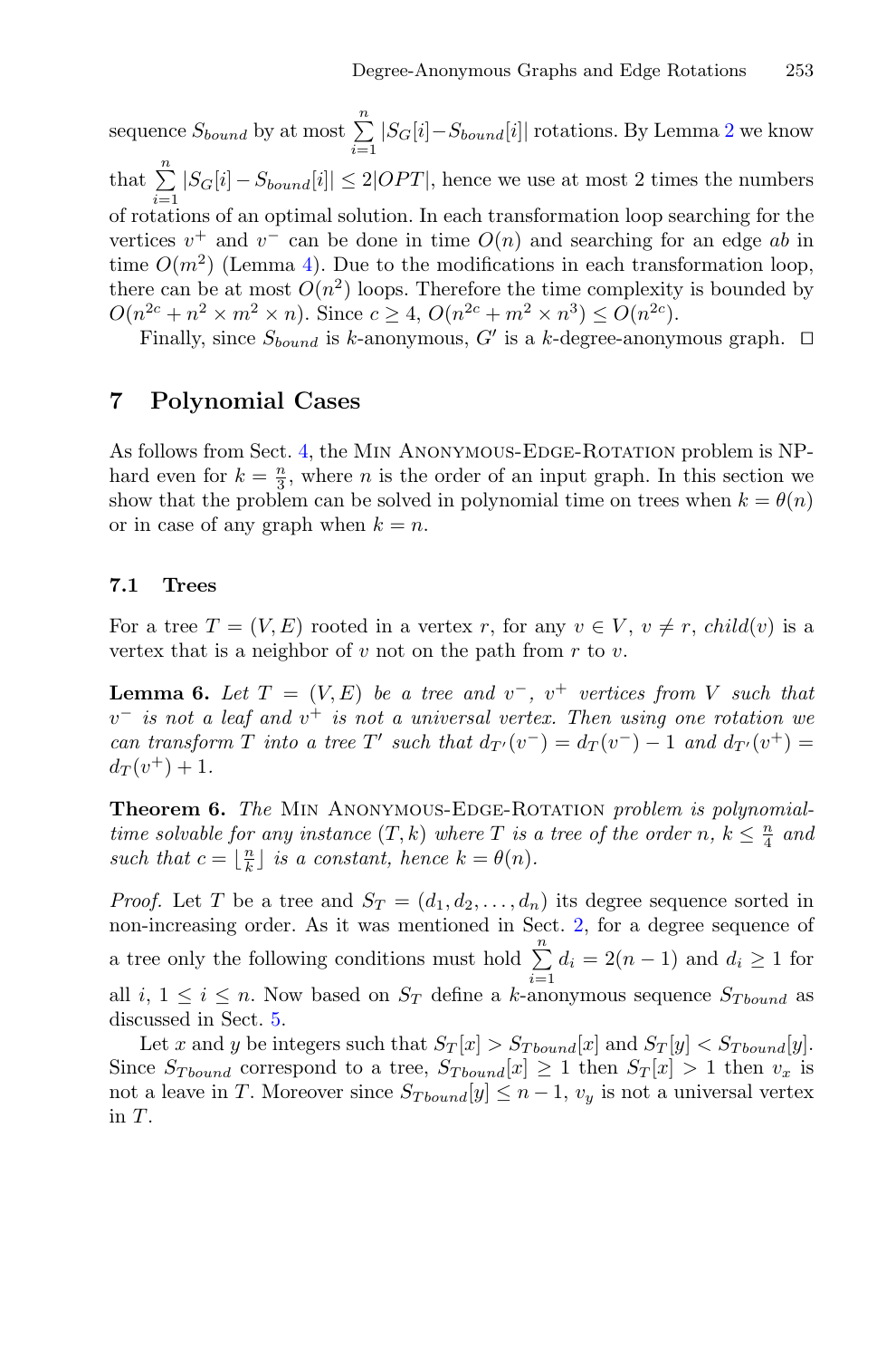sequence $S_{bound}$ by at most $\sum_{i=1}^{n} |S_G[i] - S_{bound}[i]|$ rotations. By Lemma 2 we know that $\sum_{i=1}^{n} |S_G[i] - S_{bound}[i]| \leq 2|OPT|$, hence we use at most 2 times the numbers of rotations of an optimal solution. In each transformation loop searching for the vertices $v^+$ and $v^-$ can be done in time $O(n)$ and searching for an edge $ab$ in time $O(m^2)$ (Lemma 4). Due to the modifications in each transformation loop, there can be at most $O(n^2)$ loops. Therefore the time complexity is bounded by $O(n^{2c} + n^2 \times m^2 \times n)$. Since $c \geq 4$, $O(n^{2c} + m^2 \times n^3) \leq O(n^{2c})$.

Finally, since $S_{bound}$ is $k$-anonymous, $G'$ is a $k$-degree-anonymous graph. $\square$

## 7 Polynomial Cases

As follows from Sect. 4, the Min Anonymous-Edge-Rotation problem is NP-hard even for $k = \frac{n}{3}$, where $n$ is the order of an input graph. In this section we show that the problem can be solved in polynomial time on trees when $k = \theta(n)$ or in case of any graph when $k = n$.

### 7.1 Trees

For a tree $T = (V, E)$ rooted in a vertex $r$, for any $v \in V$, $v \neq r$, *child*$(v)$ is a vertex that is a neighbor of $v$ not on the path from $r$ to $v$.

**Lemma 6.** *Let $T = (V, E)$ be a tree and $v^-$, $v^+$ vertices from $V$ such that $v^-$ is not a leaf and $v^+$ is not a universal vertex. Then using one rotation we can transform $T$ into a tree $T'$ such that $d_{T'}(v^-) = d_T(v^-) - 1$ and $d_{T'}(v^+) = d_T(v^+) + 1$.*

**Theorem 6.** *The* Min Anonymous-Edge-Rotation *problem is polynomial-time solvable for any instance $(T, k)$ where $T$ is a tree of the order $n$, $k \leq \frac{n}{4}$ and such that $c = \lfloor \frac{n}{k} \rfloor$ is a constant, hence $k = \theta(n)$.*

*Proof.* Let $T$ be a tree and $S_T = (d_1, d_2, \ldots, d_n)$ its degree sequence sorted in non-increasing order. As it was mentioned in Sect. 2, for a degree sequence of a tree only the following conditions must hold $\sum_{i=1}^{n} d_i = 2(n-1)$ and $d_i \geq 1$ for all $i$, $1 \leq i \leq n$. Now based on $S_T$ define a $k$-anonymous sequence $S_{Tbound}$ as discussed in Sect. 5.

Let $x$ and $y$ be integers such that $S_T[x] > S_{Tbound}[x]$ and $S_T[y] < S_{Tbound}[y]$. Since $S_{Tbound}$ correspond to a tree, $S_{Tbound}[x] \geq 1$ then $S_T[x] > 1$ then $v_x$ is not a leave in $T$. Moreover since $S_{Tbound}[y] \leq n - 1$, $v_y$ is not a universal vertex in $T$.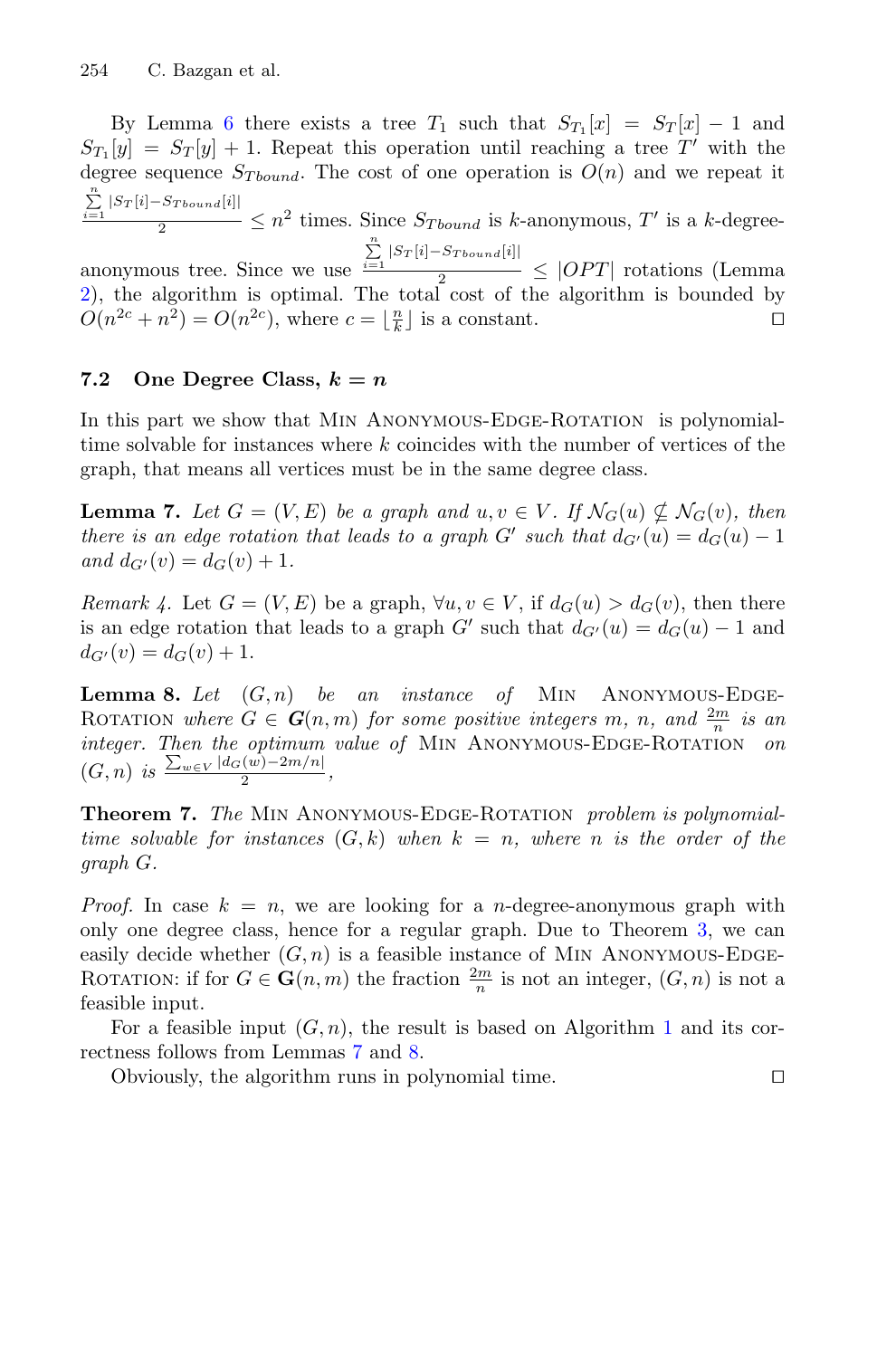By Lemma 6 there exists a tree $T_1$ such that $S_{T_1}[x] = S_T[x] - 1$ and $S_{T_1}[y] = S_T[y] + 1$. Repeat this operation until reaching a tree $T'$ with the degree sequence $S_{Tbound}$. The cost of one operation is $O(n)$ and we repeat it $\frac{\sum_{i=1}^{n} |S_T[i] - S_{Tbound}[i]|}{2} \leq n^2$ times. Since $S_{Tbound}$ is $k$-anonymous, $T'$ is a $k$-degree-anonymous tree. Since we use $\frac{\sum_{i=1}^{n} |S_T[i] - S_{Tbound}[i]|}{2} \leq |OPT|$ rotations (Lemma 2), the algorithm is optimal. The total cost of the algorithm is bounded by $O(n^{2c} + n^2) = O(n^{2c})$, where $c = \lfloor \frac{n}{k} \rfloor$ is a constant. □

### 7.2 One Degree Class, $k = n$

In this part we show that Min Anonymous-Edge-Rotation is polynomial-time solvable for instances where $k$ coincides with the number of vertices of the graph, that means all vertices must be in the same degree class.

**Lemma 7.** *Let $G = (V, E)$ be a graph and $u, v \in V$. If $\mathcal{N}_G(u) \nsubseteq \mathcal{N}_G(v)$, then there is an edge rotation that leads to a graph $G'$ such that $d_{G'}(u) = d_G(u) - 1$ and $d_{G'}(v) = d_G(v) + 1$.*

*Remark 4.* Let $G = (V, E)$ be a graph, $\forall u, v \in V$, if $d_G(u) > d_G(v)$, then there is an edge rotation that leads to a graph $G'$ such that $d_{G'}(u) = d_G(u) - 1$ and $d_{G'}(v) = d_G(v) + 1$.

**Lemma 8.** *Let $(G, n)$ be an instance of Min Anonymous-Edge-Rotation where $G \in \boldsymbol{G}(n, m)$ for some positive integers $m$, $n$, and $\frac{2m}{n}$ is an integer. Then the optimum value of Min Anonymous-Edge-Rotation on $(G, n)$ is $\frac{\sum_{w \in V} |d_G(w) - 2m/n|}{2}$,*

**Theorem 7.** *The Min Anonymous-Edge-Rotation problem is polynomial-time solvable for instances $(G, k)$ when $k = n$, where $n$ is the order of the graph $G$.*

*Proof.* In case $k = n$, we are looking for a $n$-degree-anonymous graph with only one degree class, hence for a regular graph. Due to Theorem 3, we can easily decide whether $(G, n)$ is a feasible instance of Min Anonymous-Edge-Rotation: if for $G \in \mathbf{G}(n, m)$ the fraction $\frac{2m}{n}$ is not an integer, $(G, n)$ is not a feasible input.

For a feasible input $(G, n)$, the result is based on Algorithm 1 and its correctness follows from Lemmas 7 and 8.

Obviously, the algorithm runs in polynomial time. □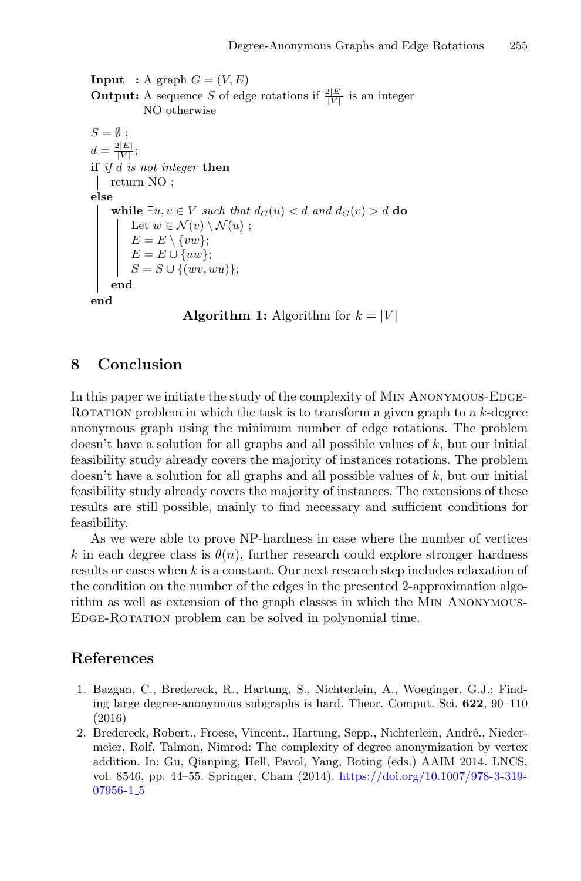**Input** : A graph $G = (V, E)$
**Output:** A sequence $S$ of edge rotations if $\frac{2|E|}{|V|}$ is an integer
NO otherwise

```
S = ∅ ;
d = 2|E|/|V|;
if if d is not integer then
    return NO ;
else
    while ∃u, v ∈ V such that d_G(u) < d and d_G(v) > d do
        Let w ∈ N(v) \ N(u) ;
        E = E \ {vw};
        E = E ∪ {uw};
        S = S ∪ {(wv, wu)};
    end
end
```

**Algorithm 1:** Algorithm for $k = |V|$

## 8 Conclusion

In this paper we initiate the study of the complexity of Min Anonymous-Edge-Rotation problem in which the task is to transform a given graph to a $k$-degree anonymous graph using the minimum number of edge rotations. The problem doesn't have a solution for all graphs and all possible values of $k$, but our initial feasibility study already covers the majority of instances rotations. The problem doesn't have a solution for all graphs and all possible values of $k$, but our initial feasibility study already covers the majority of instances. The extensions of these results are still possible, mainly to find necessary and sufficient conditions for feasibility.

As we were able to prove NP-hardness in case where the number of vertices $k$ in each degree class is $\theta(n)$, further research could explore stronger hardness results or cases when $k$ is a constant. Our next research step includes relaxation of the condition on the number of the edges in the presented 2-approximation algorithm as well as extension of the graph classes in which the Min Anonymous-Edge-Rotation problem can be solved in polynomial time.

## References

1. Bazgan, C., Bredereck, R., Hartung, S., Nichterlein, A., Woeginger, G.J.: Finding large degree-anonymous subgraphs is hard. Theor. Comput. Sci. **622**, 90–110 (2016)
2. Bredereck, Robert., Froese, Vincent., Hartung, Sepp., Nichterlein, André., Niedermeier, Rolf, Talmon, Nimrod: The complexity of degree anonymization by vertex addition. In: Gu, Qianping, Hell, Pavol, Yang, Boting (eds.) AAIM 2014. LNCS, vol. 8546, pp. 44–55. Springer, Cham (2014). https://doi.org/10.1007/978-3-319-07956-1_5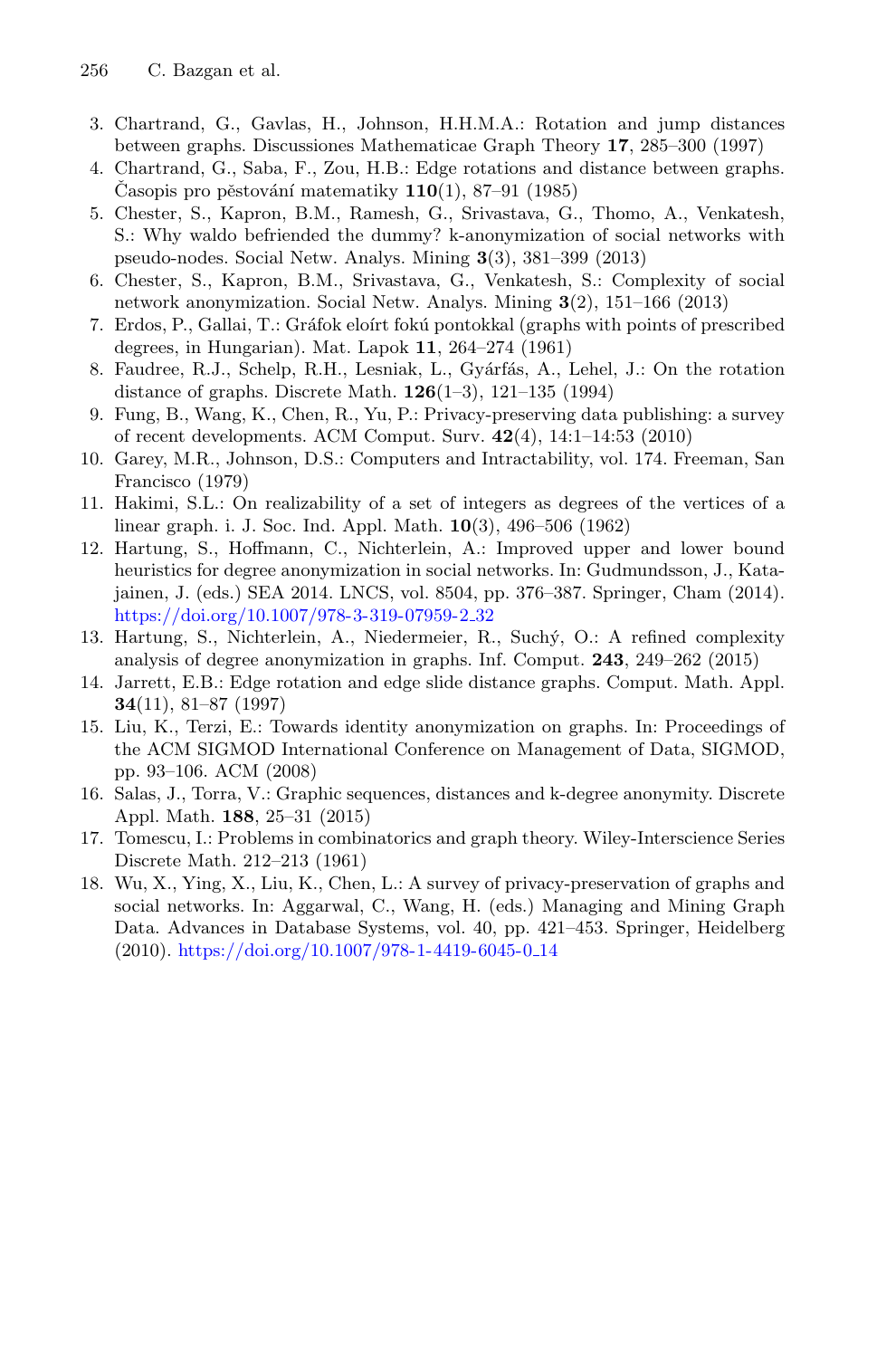3. Chartrand, G., Gavlas, H., Johnson, H.H.M.A.: Rotation and jump distances between graphs. Discussiones Mathematicae Graph Theory **17**, 285–300 (1997)
4. Chartrand, G., Saba, F., Zou, H.B.: Edge rotations and distance between graphs. Časopis pro pěstování matematiky **110**(1), 87–91 (1985)
5. Chester, S., Kapron, B.M., Ramesh, G., Srivastava, G., Thomo, A., Venkatesh, S.: Why waldo befriended the dummy? k-anonymization of social networks with pseudo-nodes. Social Netw. Analys. Mining **3**(3), 381–399 (2013)
6. Chester, S., Kapron, B.M., Srivastava, G., Venkatesh, S.: Complexity of social network anonymization. Social Netw. Analys. Mining **3**(2), 151–166 (2013)
7. Erdos, P., Gallai, T.: Gráfok eloírt fokú pontokkal (graphs with points of prescribed degrees, in Hungarian). Mat. Lapok **11**, 264–274 (1961)
8. Faudree, R.J., Schelp, R.H., Lesniak, L., Gyárfás, A., Lehel, J.: On the rotation distance of graphs. Discrete Math. **126**(1–3), 121–135 (1994)
9. Fung, B., Wang, K., Chen, R., Yu, P.: Privacy-preserving data publishing: a survey of recent developments. ACM Comput. Surv. **42**(4), 14:1–14:53 (2010)
10. Garey, M.R., Johnson, D.S.: Computers and Intractability, vol. 174. Freeman, San Francisco (1979)
11. Hakimi, S.L.: On realizability of a set of integers as degrees of the vertices of a linear graph. i. J. Soc. Ind. Appl. Math. **10**(3), 496–506 (1962)
12. Hartung, S., Hoffmann, C., Nichterlein, A.: Improved upper and lower bound heuristics for degree anonymization in social networks. In: Gudmundsson, J., Katajainen, J. (eds.) SEA 2014. LNCS, vol. 8504, pp. 376–387. Springer, Cham (2014). https://doi.org/10.1007/978-3-319-07959-2_32
13. Hartung, S., Nichterlein, A., Niedermeier, R., Suchý, O.: A refined complexity analysis of degree anonymization in graphs. Inf. Comput. **243**, 249–262 (2015)
14. Jarrett, E.B.: Edge rotation and edge slide distance graphs. Comput. Math. Appl. **34**(11), 81–87 (1997)
15. Liu, K., Terzi, E.: Towards identity anonymization on graphs. In: Proceedings of the ACM SIGMOD International Conference on Management of Data, SIGMOD, pp. 93–106. ACM (2008)
16. Salas, J., Torra, V.: Graphic sequences, distances and k-degree anonymity. Discrete Appl. Math. **188**, 25–31 (2015)
17. Tomescu, I.: Problems in combinatorics and graph theory. Wiley-Interscience Series Discrete Math. 212–213 (1961)
18. Wu, X., Ying, X., Liu, K., Chen, L.: A survey of privacy-preservation of graphs and social networks. In: Aggarwal, C., Wang, H. (eds.) Managing and Mining Graph Data. Advances in Database Systems, vol. 40, pp. 421–453. Springer, Heidelberg (2010). https://doi.org/10.1007/978-1-4419-6045-0_14